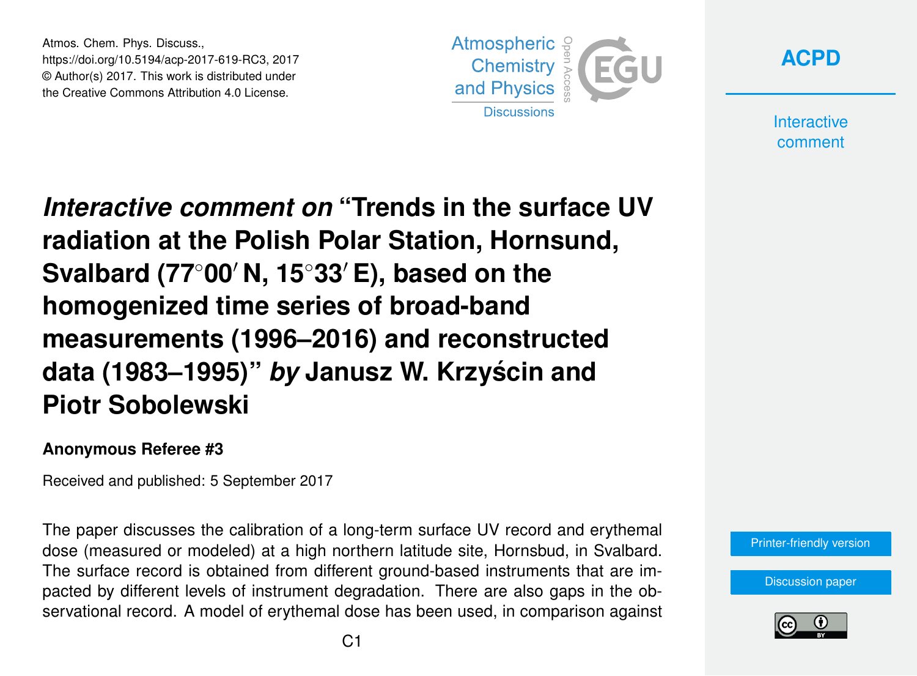Atmos. Chem. Phys. Discuss.,
https://doi.org/10.5194/acp-2017-619-RC3, 2017
© Author(s) 2017. This work is distributed under
the Creative Commons Attribution 4.0 License.

# *Interactive comment on* "Trends in the surface UV radiation at the Polish Polar Station, Hornsund, Svalbard (77°00′ N, 15°33′ E), based on the homogenized time series of broad-band measurements (1996–2016) and reconstructed data (1983–1995)" *by* Janusz W. Krzyścin and Piotr Sobolewski

**Anonymous Referee #3**

Received and published: 5 September 2017

The paper discusses the calibration of a long-term surface UV record and erythemal dose (measured or modeled) at a high northern latitude site, Hornsbud, in Svalbard. The surface record is obtained from different ground-based instruments that are impacted by different levels of instrument degradation. There are also gaps in the observational record. A model of erythemal dose has been used, in comparison against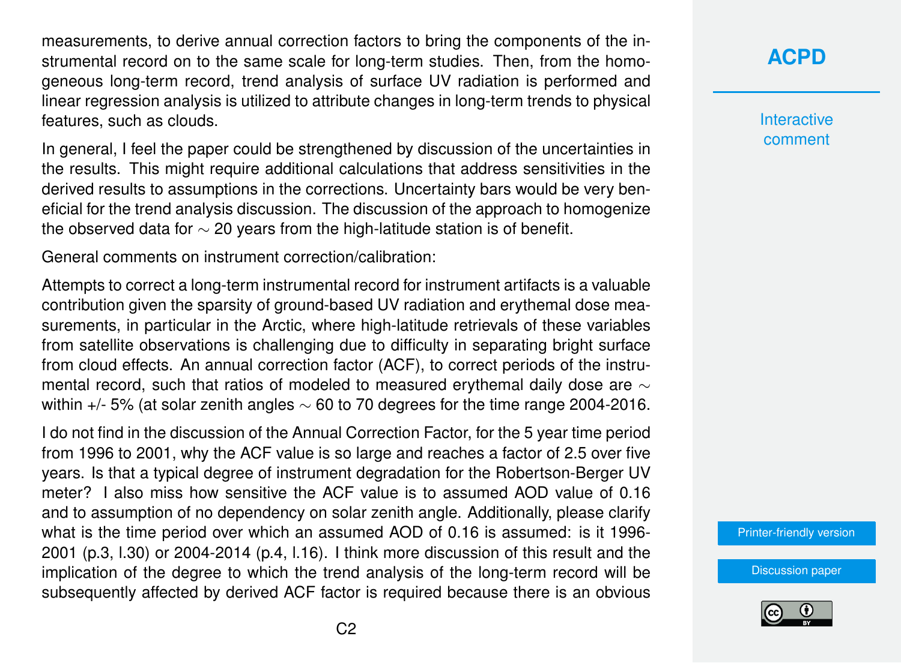measurements, to derive annual correction factors to bring the components of the instrumental record on to the same scale for long-term studies. Then, from the homogeneous long-term record, trend analysis of surface UV radiation is performed and linear regression analysis is utilized to attribute changes in long-term trends to physical features, such as clouds.

In general, I feel the paper could be strengthened by discussion of the uncertainties in the results. This might require additional calculations that address sensitivities in the derived results to assumptions in the corrections. Uncertainty bars would be very beneficial for the trend analysis discussion. The discussion of the approach to homogenize the observed data for ~ 20 years from the high-latitude station is of benefit.

General comments on instrument correction/calibration:

Attempts to correct a long-term instrumental record for instrument artifacts is a valuable contribution given the sparsity of ground-based UV radiation and erythemal dose measurements, in particular in the Arctic, where high-latitude retrievals of these variables from satellite observations is challenging due to difficulty in separating bright surface from cloud effects. An annual correction factor (ACF), to correct periods of the instrumental record, such that ratios of modeled to measured erythemal daily dose are ~ within +/- 5% (at solar zenith angles ~ 60 to 70 degrees for the time range 2004-2016.

I do not find in the discussion of the Annual Correction Factor, for the 5 year time period from 1996 to 2001, why the ACF value is so large and reaches a factor of 2.5 over five years. Is that a typical degree of instrument degradation for the Robertson-Berger UV meter? I also miss how sensitive the ACF value is to assumed AOD value of 0.16 and to assumption of no dependency on solar zenith angle. Additionally, please clarify what is the time period over which an assumed AOD of 0.16 is assumed: is it 1996-2001 (p.3, l.30) or 2004-2014 (p.4, l.16). I think more discussion of this result and the implication of the degree to which the trend analysis of the long-term record will be subsequently affected by derived ACF factor is required because there is an obvious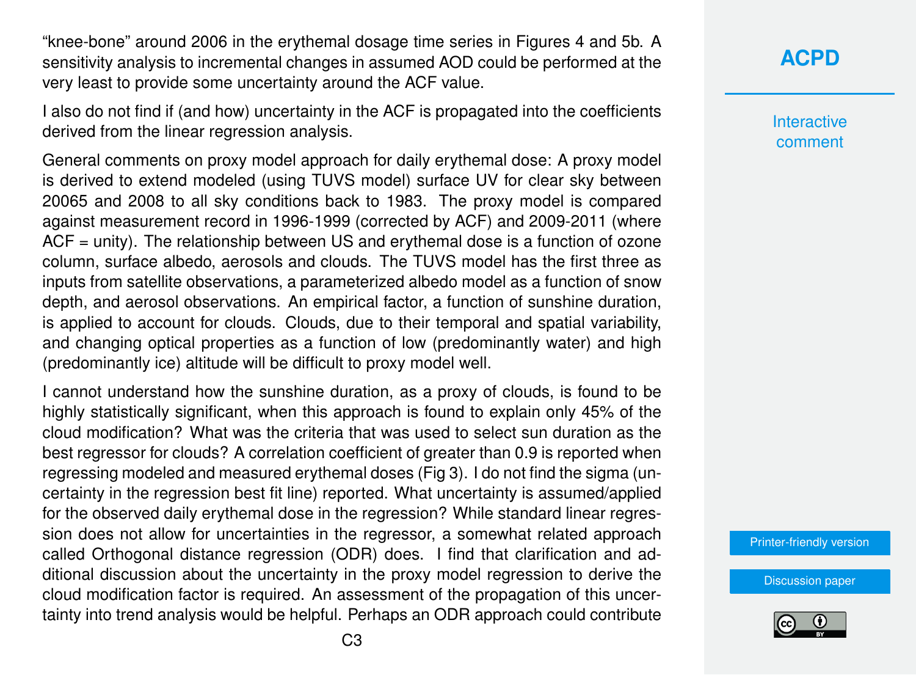"knee-bone" around 2006 in the erythemal dosage time series in Figures 4 and 5b. A sensitivity analysis to incremental changes in assumed AOD could be performed at the very least to provide some uncertainty around the ACF value.

I also do not find if (and how) uncertainty in the ACF is propagated into the coefficients derived from the linear regression analysis.

General comments on proxy model approach for daily erythemal dose: A proxy model is derived to extend modeled (using TUVS model) surface UV for clear sky between 20065 and 2008 to all sky conditions back to 1983. The proxy model is compared against measurement record in 1996-1999 (corrected by ACF) and 2009-2011 (where ACF = unity). The relationship between US and erythemal dose is a function of ozone column, surface albedo, aerosols and clouds. The TUVS model has the first three as inputs from satellite observations, a parameterized albedo model as a function of snow depth, and aerosol observations. An empirical factor, a function of sunshine duration, is applied to account for clouds. Clouds, due to their temporal and spatial variability, and changing optical properties as a function of low (predominantly water) and high (predominantly ice) altitude will be difficult to proxy model well.

I cannot understand how the sunshine duration, as a proxy of clouds, is found to be highly statistically significant, when this approach is found to explain only 45% of the cloud modification? What was the criteria that was used to select sun duration as the best regressor for clouds? A correlation coefficient of greater than 0.9 is reported when regressing modeled and measured erythemal doses (Fig 3). I do not find the sigma (uncertainty in the regression best fit line) reported. What uncertainty is assumed/applied for the observed daily erythemal dose in the regression? While standard linear regression does not allow for uncertainties in the regressor, a somewhat related approach called Orthogonal distance regression (ODR) does. I find that clarification and additional discussion about the uncertainty in the proxy model regression to derive the cloud modification factor is required. An assessment of the propagation of this uncertainty into trend analysis would be helpful. Perhaps an ODR approach could contribute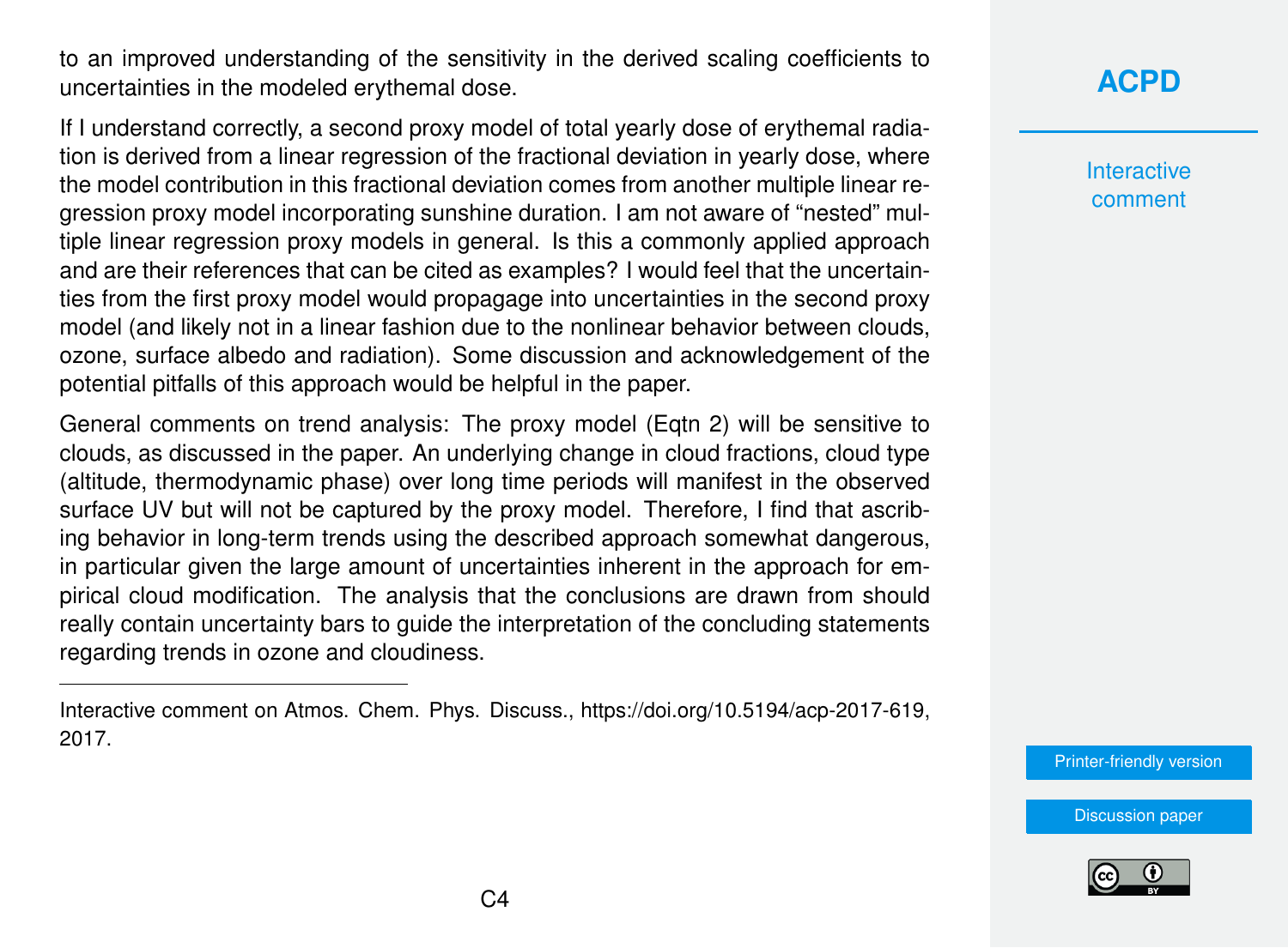to an improved understanding of the sensitivity in the derived scaling coefficients to uncertainties in the modeled erythemal dose.

If I understand correctly, a second proxy model of total yearly dose of erythemal radiation is derived from a linear regression of the fractional deviation in yearly dose, where the model contribution in this fractional deviation comes from another multiple linear regression proxy model incorporating sunshine duration. I am not aware of "nested" multiple linear regression proxy models in general. Is this a commonly applied approach and are their references that can be cited as examples? I would feel that the uncertainties from the first proxy model would propagage into uncertainties in the second proxy model (and likely not in a linear fashion due to the nonlinear behavior between clouds, ozone, surface albedo and radiation). Some discussion and acknowledgement of the potential pitfalls of this approach would be helpful in the paper.

General comments on trend analysis: The proxy model (Eqtn 2) will be sensitive to clouds, as discussed in the paper. An underlying change in cloud fractions, cloud type (altitude, thermodynamic phase) over long time periods will manifest in the observed surface UV but will not be captured by the proxy model. Therefore, I find that ascribing behavior in long-term trends using the described approach somewhat dangerous, in particular given the large amount of uncertainties inherent in the approach for empirical cloud modification. The analysis that the conclusions are drawn from should really contain uncertainty bars to guide the interpretation of the concluding statements regarding trends in ozone and cloudiness.

---

Interactive comment on Atmos. Chem. Phys. Discuss., https://doi.org/10.5194/acp-2017-619, 2017.